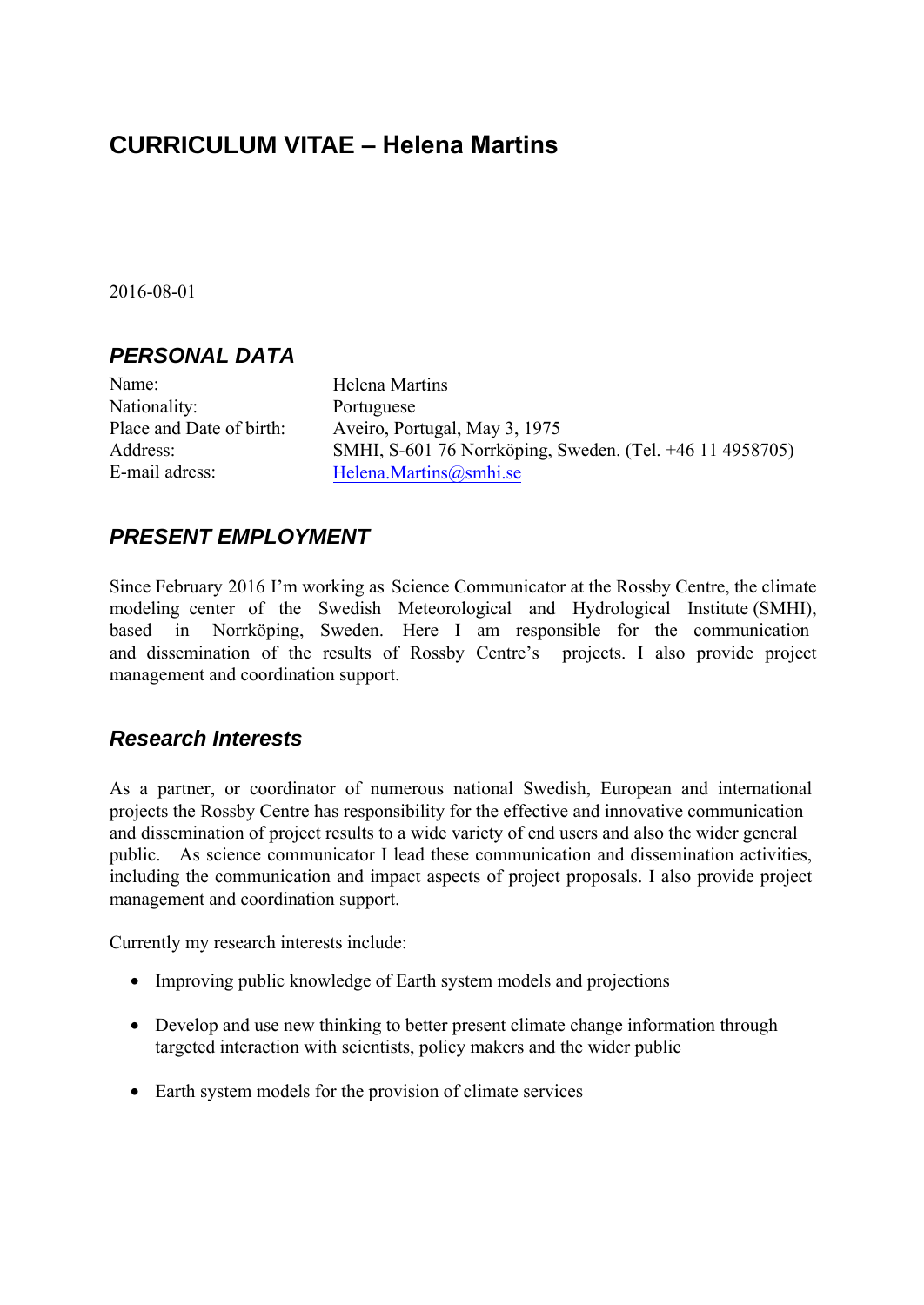# CURRICULUM VITAE – Helena Martins

2016-08-01

## *PERSONAL DATA*

| | |
|---|---|
| Name: | Helena Martins |
| Nationality: | Portuguese |
| Place and Date of birth: | Aveiro, Portugal, May 3, 1975 |
| Address: | SMHI, S-601 76 Norrköping, Sweden. (Tel. +46 11 4958705) |
| E-mail adress: | Helena.Martins@smhi.se |

## *PRESENT EMPLOYMENT*

Since February 2016 I'm working as Science Communicator at the Rossby Centre, the climate modeling center of the Swedish Meteorological and Hydrological Institute (SMHI), based in Norrköping, Sweden. Here I am responsible for the communication and dissemination of the results of Rossby Centre's projects. I also provide project management and coordination support.

## *Research Interests*

As a partner, or coordinator of numerous national Swedish, European and international projects the Rossby Centre has responsibility for the effective and innovative communication and dissemination of project results to a wide variety of end users and also the wider general public. As science communicator I lead these communication and dissemination activities, including the communication and impact aspects of project proposals. I also provide project management and coordination support.

Currently my research interests include:

- Improving public knowledge of Earth system models and projections
- Develop and use new thinking to better present climate change information through targeted interaction with scientists, policy makers and the wider public
- Earth system models for the provision of climate services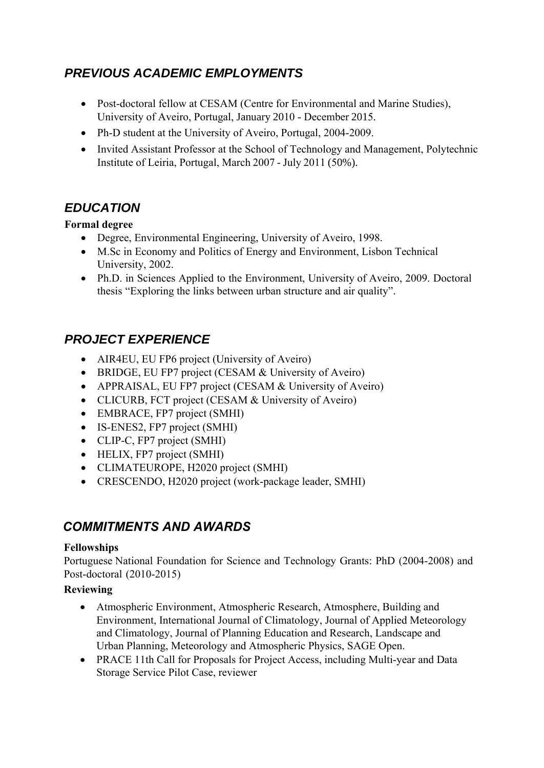## *PREVIOUS ACADEMIC EMPLOYMENTS*

- Post-doctoral fellow at CESAM (Centre for Environmental and Marine Studies), University of Aveiro, Portugal, January 2010 - December 2015.
- Ph-D student at the University of Aveiro, Portugal, 2004-2009.
- Invited Assistant Professor at the School of Technology and Management, Polytechnic Institute of Leiria, Portugal, March 2007 - July 2011 (50%).

## *EDUCATION*

**Formal degree**

- Degree, Environmental Engineering, University of Aveiro, 1998.
- M.Sc in Economy and Politics of Energy and Environment, Lisbon Technical University, 2002.
- Ph.D. in Sciences Applied to the Environment, University of Aveiro, 2009. Doctoral thesis "Exploring the links between urban structure and air quality".

## *PROJECT EXPERIENCE*

- AIR4EU, EU FP6 project (University of Aveiro)
- BRIDGE, EU FP7 project (CESAM & University of Aveiro)
- APPRAISAL, EU FP7 project (CESAM & University of Aveiro)
- CLICURB, FCT project (CESAM & University of Aveiro)
- EMBRACE, FP7 project (SMHI)
- IS-ENES2, FP7 project (SMHI)
- CLIP-C, FP7 project (SMHI)
- HELIX, FP7 project (SMHI)
- CLIMATEUROPE, H2020 project (SMHI)
- CRESCENDO, H2020 project (work-package leader, SMHI)

## *COMMITMENTS AND AWARDS*

**Fellowships**

Portuguese National Foundation for Science and Technology Grants: PhD (2004-2008) and Post-doctoral (2010-2015)

**Reviewing**

- Atmospheric Environment, Atmospheric Research, Atmosphere, Building and Environment, International Journal of Climatology, Journal of Applied Meteorology and Climatology, Journal of Planning Education and Research, Landscape and Urban Planning, Meteorology and Atmospheric Physics, SAGE Open.
- PRACE 11th Call for Proposals for Project Access, including Multi-year and Data Storage Service Pilot Case, reviewer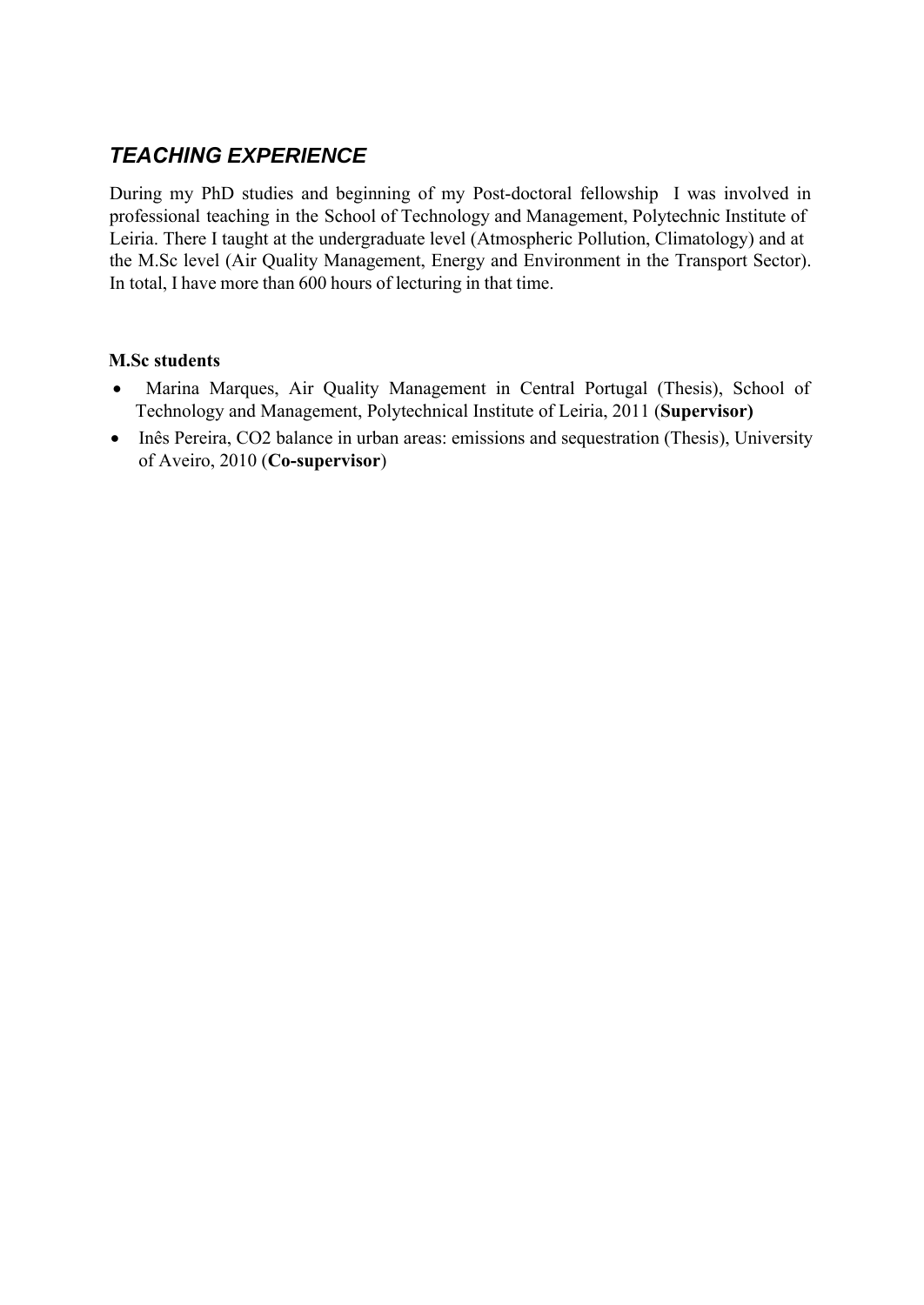## *TEACHING EXPERIENCE*

During my PhD studies and beginning of my Post-doctoral fellowship I was involved in professional teaching in the School of Technology and Management, Polytechnic Institute of Leiria. There I taught at the undergraduate level (Atmospheric Pollution, Climatology) and at the M.Sc level (Air Quality Management, Energy and Environment in the Transport Sector). In total, I have more than 600 hours of lecturing in that time.

**M.Sc students**

- Marina Marques, Air Quality Management in Central Portugal (Thesis), School of Technology and Management, Polytechnical Institute of Leiria, 2011 (**Supervisor)**
- Inês Pereira, CO2 balance in urban areas: emissions and sequestration (Thesis), University of Aveiro, 2010 (**Co-supervisor**)